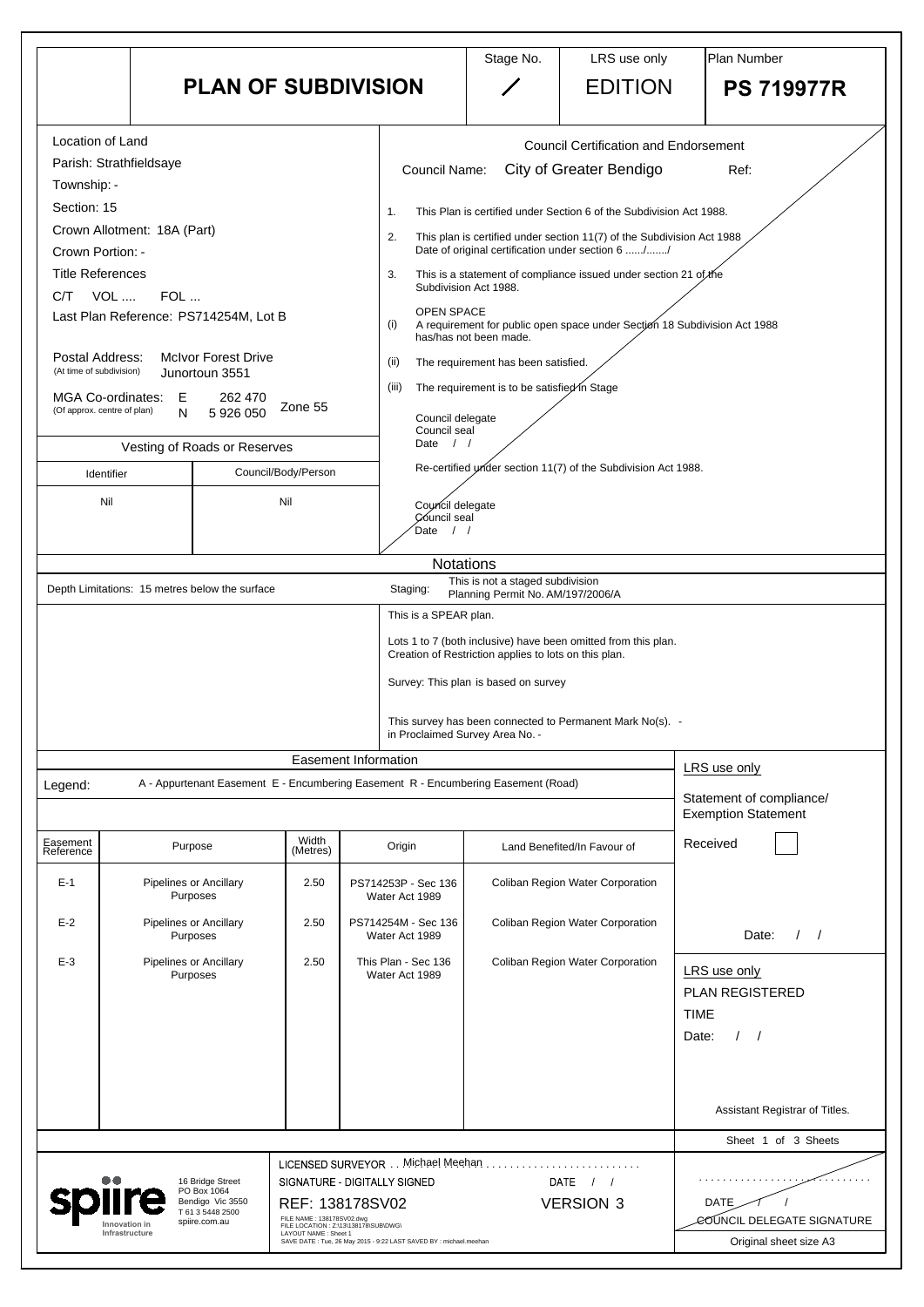# PLAN OF SUBDIVISION

| Stage No. | LRS use only | Plan Number |
|---|---|---|
| / | EDITION | **PS 719977R** |

**Location of Land**

Parish: Strathfieldsaye
Township: -
Section: 15
Crown Allotment: 18A (Part)
Crown Portion: -

Title References
C/T VOL .... FOL ...

Last Plan Reference: PS714254M, Lot B

Postal Address: (At time of subdivision) McIvor Forest Drive Junortoun 3551

MGA Co-ordinates: (Of approx. centre of plan) E 262 470 N 5 926 050 Zone 55

**Vesting of Roads or Reserves**

| Identifier | Council/Body/Person |
|---|---|
| Nil | Nil |

**Council Certification and Endorsement**

Council Name: City of Greater Bendigo Ref:

1. This Plan is certified under Section 6 of the Subdivision Act 1988.
2. This plan is certified under section 11(7) of the Subdivision Act 1988 Date of original certification under section 6 ....../......./
3. This is a statement of compliance issued under section 21 of the Subdivision Act 1988.

OPEN SPACE
(i) A requirement for public open space under Section 18 Subdivision Act 1988 has/has not been made.
(ii) The requirement has been satisfied.
(iii) The requirement is to be satisfied in Stage

Council delegate
Council seal
Date / /

Re-certified under section 11(7) of the Subdivision Act 1988.

Council delegate
Council seal
Date / /

## Notations

Depth Limitations: 15 metres below the surface

Staging: This is not a staged subdivision
Planning Permit No. AM/197/2006/A

This is a SPEAR plan.

Lots 1 to 7 (both inclusive) have been omitted from this plan.
Creation of Restriction applies to lots on this plan.

Survey: This plan is based on survey

This survey has been connected to Permanent Mark No(s). -
in Proclaimed Survey Area No. -

## Easement Information

Legend: A - Appurtenant Easement E - Encumbering Easement R - Encumbering Easement (Road)

| Easement Reference | Purpose | Width (Metres) | Origin | Land Benefited/In Favour of |
|---|---|---|---|---|
| E-1 | Pipelines or Ancillary Purposes | 2.50 | PS714253P - Sec 136 Water Act 1989 | Coliban Region Water Corporation |
| E-2 | Pipelines or Ancillary Purposes | 2.50 | PS714254M - Sec 136 Water Act 1989 | Coliban Region Water Corporation |
| E-3 | Pipelines or Ancillary Purposes | 2.50 | This Plan - Sec 136 Water Act 1989 | Coliban Region Water Corporation |

LRS use only
Statement of compliance/ Exemption Statement
Received
Date: / /

LRS use only
PLAN REGISTERED
TIME
Date: / /

Assistant Registrar of Titles.

spiire — Innovation in Infrastructure
16 Bridge Street
PO Box 1064
Bendigo Vic 3550
T 61 3 5448 2500
spiire.com.au

LICENSED SURVEYOR . . Michael Meehan
SIGNATURE - DIGITALLY SIGNED DATE / /
REF: 138178SV02 VERSION 3

FILE NAME : 138178SV02.dwg
FILE LOCATION : Z:\13\138178\SUB\DWG\
LAYOUT NAME : Sheet 1
SAVE DATE : Tue, 26 May 2015 - 9:22 LAST SAVED BY : michael.meehan

DATE / /
COUNCIL DELEGATE SIGNATURE

Original sheet size A3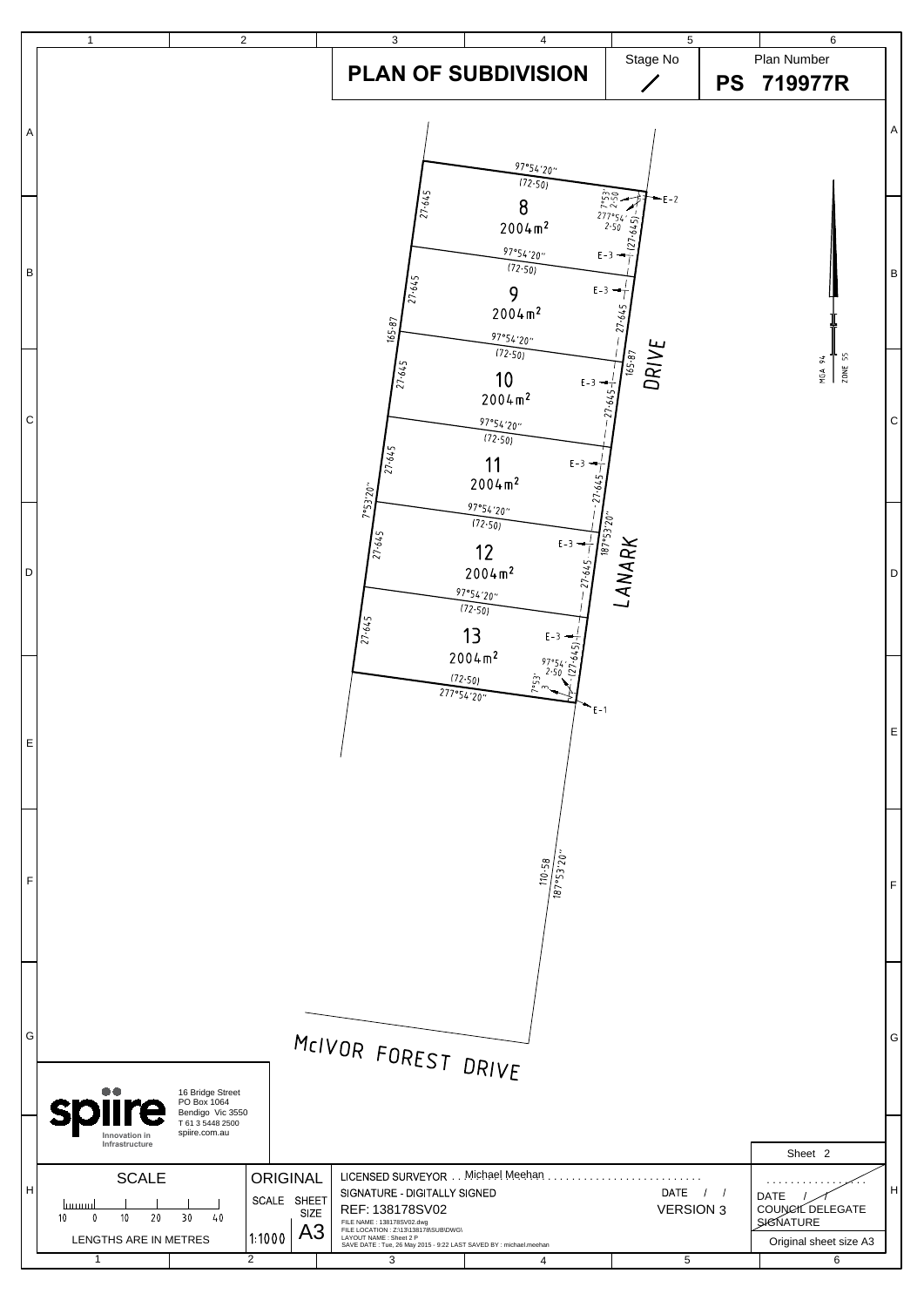# PLAN OF SUBDIVISION

Stage No: /

Plan Number: **PS 719977R**

| Lot | Area | Bearing | Distance |
|---|---|---|---|
| 8 | 2004m² | 97°54'20" | (72·50) |
| 9 | 2004m² | 97°54'20" | (72·50) |
| 10 | 2004m² | 97°54'20" | (72·50) |
| 11 | 2004m² | 97°54'20" | (72·50) |
| 12 | 2004m² | 97°54'20" | (72·50) |
| 13 | 2004m² | 97°54'20" / 277°54'20" | (72·50) |

Lot frontages: 27·645 (each lot)

Boundary: 165·87, 7°53'20"

East boundary: 165·87, 187°53'20"

Corner splays: 7°53' 2·50, 277°54' 2·50, 97°54' 2·50, 7°53' 3

Easements: E-1, E-2, E-3

110·58
187°53'20"

LANARK DRIVE

McIVOR FOREST DRIVE

MGA 94 ZONE 55

**spiire** Innovation in Infrastructure
16 Bridge Street
PO Box 1064
Bendigo Vic 3550
T 61 3 5448 2500
spiire.com.au

SCALE
10 0 10 20 30 40
LENGTHS ARE IN METRES

ORIGINAL SCALE 1:1000
SHEET SIZE A3

LICENSED SURVEYOR . . Michael Meehan . . . . . . . . . . . . . . . . . . . . . . . . . .
SIGNATURE - DIGITALLY SIGNED
DATE / /
REF: 138178SV02
VERSION 3
FILE NAME : 138178SV02.dwg
FILE LOCATION : Z:\13\138178\SUB\DWG\
LAYOUT NAME : Sheet 2 P
SAVE DATE : Tue, 26 May 2015 - 9:22 LAST SAVED BY : michael.meehan

Sheet 2

. . . . . . . . . . . . . . . .
DATE / /
COUNCIL DELEGATE SIGNATURE

Original sheet size A3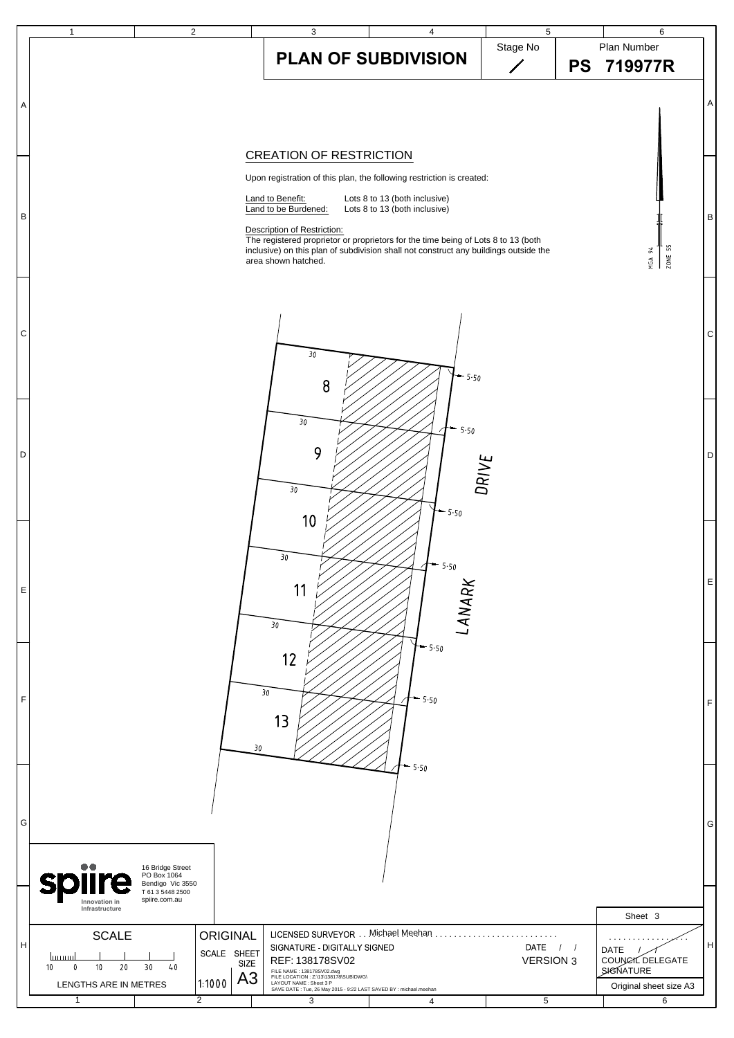# PLAN OF SUBDIVISION

Stage No: /

Plan Number: **PS 719977R**

## CREATION OF RESTRICTION

Upon registration of this plan, the following restriction is created:

Land to Benefit: Lots 8 to 13 (both inclusive)
Land to be Burdened: Lots 8 to 13 (both inclusive)

Description of Restriction:
The registered proprietor or proprietors for the time being of Lots 8 to 13 (both inclusive) on this plan of subdivision shall not construct any buildings outside the area shown hatched.

MGA 94 ZONE 55

30
8
5·50
30
9
5·50
DRIVE
30
10
5·50
30
11
5·50
LANARK
30
12
5·50
30
13
5·50
30

spiire
Innovation in Infrastructure
16 Bridge Street
PO Box 1064
Bendigo Vic 3550
T 61 3 5448 2500
spiire.com.au

SCALE
10 0 10 20 30 40
LENGTHS ARE IN METRES

ORIGINAL SCALE 1:1000
SHEET SIZE A3

LICENSED SURVEYOR . . Michael Meehan . . . . . . . . . .
SIGNATURE - DIGITALLY SIGNED
DATE / /
REF: 138178SV02
VERSION 3
FILE NAME : 138178SV02.dwg
FILE LOCATION : Z:\13\138178\SUB\DWG\
LAYOUT NAME : Sheet 3 P
SAVE DATE : Tue, 26 May 2015 - 9:22 LAST SAVED BY : michael.meehan

Sheet 3

DATE / /
COUNCIL DELEGATE SIGNATURE

Original sheet size A3